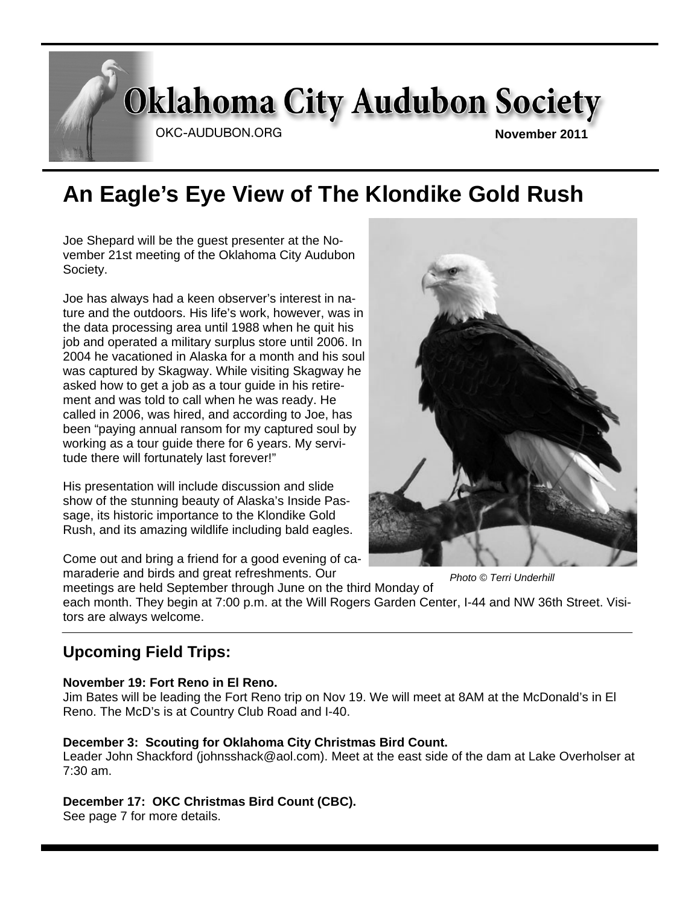# Oklahoma City Audubon Society

OKC-AUDUBON.ORG

**November 2011**

## An Eagle's Eye View of The Klondike Gold Rush

Joe Shepard will be the guest presenter at the November 21st meeting of the Oklahoma City Audubon Society.

Joe has always had a keen observer's interest in nature and the outdoors. His life's work, however, was in the data processing area until 1988 when he quit his job and operated a military surplus store until 2006. In 2004 he vacationed in Alaska for a month and his soul was captured by Skagway. While visiting Skagway he asked how to get a job as a tour guide in his retirement and was told to call when he was ready. He called in 2006, was hired, and according to Joe, has been "paying annual ransom for my captured soul by working as a tour guide there for 6 years. My servitude there will fortunately last forever!"

His presentation will include discussion and slide show of the stunning beauty of Alaska's Inside Passage, its historic importance to the Klondike Gold Rush, and its amazing wildlife including bald eagles.

Come out and bring a friend for a good evening of camaraderie and birds and great refreshments. Our meetings are held September through June on the third Monday of each month. They begin at 7:00 p.m. at the Will Rogers Garden Center, I-44 and NW 36th Street. Visitors are always welcome.

*Photo © Terri Underhill*

### Upcoming Field Trips:

**November 19: Fort Reno in El Reno.**
Jim Bates will be leading the Fort Reno trip on Nov 19. We will meet at 8AM at the McDonald's in El Reno. The McD's is at Country Club Road and I-40.

**December 3: Scouting for Oklahoma City Christmas Bird Count.**
Leader John Shackford (johnsshack@aol.com). Meet at the east side of the dam at Lake Overholser at 7:30 am.

**December 17: OKC Christmas Bird Count (CBC).**
See page 7 for more details.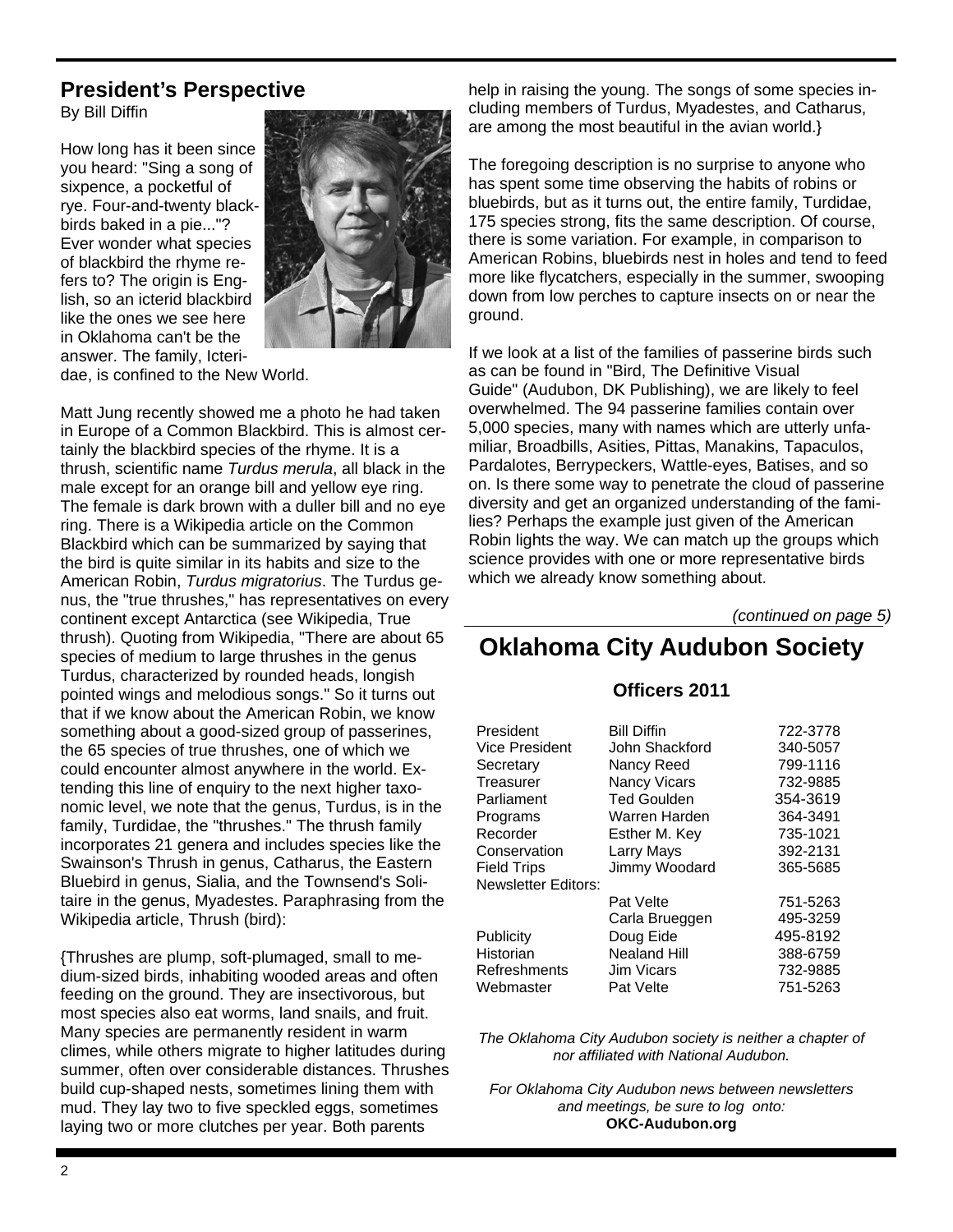## President's Perspective

By Bill Diffin

How long has it been since you heard: "Sing a song of sixpence, a pocketful of rye. Four-and-twenty blackbirds baked in a pie..."? Ever wonder what species of blackbird the rhyme refers to? The origin is English, so an icterid blackbird like the ones we see here in Oklahoma can't be the answer. The family, Icteridae, is confined to the New World.

Matt Jung recently showed me a photo he had taken in Europe of a Common Blackbird. This is almost certainly the blackbird species of the rhyme. It is a thrush, scientific name *Turdus merula*, all black in the male except for an orange bill and yellow eye ring. The female is dark brown with a duller bill and no eye ring. There is a Wikipedia article on the Common Blackbird which can be summarized by saying that the bird is quite similar in its habits and size to the American Robin, *Turdus migratorius*. The Turdus genus, the "true thrushes," has representatives on every continent except Antarctica (see Wikipedia, True thrush). Quoting from Wikipedia, "There are about 65 species of medium to large thrushes in the genus Turdus, characterized by rounded heads, longish pointed wings and melodious songs." So it turns out that if we know about the American Robin, we know something about a good-sized group of passerines, the 65 species of true thrushes, one of which we could encounter almost anywhere in the world. Extending this line of enquiry to the next higher taxonomic level, we note that the genus, Turdus, is in the family, Turdidae, the "thrushes." The thrush family incorporates 21 genera and includes species like the Swainson's Thrush in genus, Catharus, the Eastern Bluebird in genus, Sialia, and the Townsend's Solitaire in the genus, Myadestes. Paraphrasing from the Wikipedia article, Thrush (bird):

{Thrushes are plump, soft-plumaged, small to medium-sized birds, inhabiting wooded areas and often feeding on the ground. They are insectivorous, but most species also eat worms, land snails, and fruit. Many species are permanently resident in warm climes, while others migrate to higher latitudes during summer, often over considerable distances. Thrushes build cup-shaped nests, sometimes lining them with mud. They lay two to five speckled eggs, sometimes laying two or more clutches per year. Both parents help in raising the young. The songs of some species including members of Turdus, Myadestes, and Catharus, are among the most beautiful in the avian world.}

The foregoing description is no surprise to anyone who has spent some time observing the habits of robins or bluebirds, but as it turns out, the entire family, Turdidae, 175 species strong, fits the same description. Of course, there is some variation. For example, in comparison to American Robins, bluebirds nest in holes and tend to feed more like flycatchers, especially in the summer, swooping down from low perches to capture insects on or near the ground.

If we look at a list of the families of passerine birds such as can be found in "Bird, The Definitive Visual Guide" (Audubon, DK Publishing), we are likely to feel overwhelmed. The 94 passerine families contain over 5,000 species, many with names which are utterly unfamiliar, Broadbills, Asities, Pittas, Manakins, Tapaculos, Pardalotes, Berrypeckers, Wattle-eyes, Batises, and so on. Is there some way to penetrate the cloud of passerine diversity and get an organized understanding of the families? Perhaps the example just given of the American Robin lights the way. We can match up the groups which science provides with one or more representative birds which we already know something about.

*(continued on page 5)*

# Oklahoma City Audubon Society

### Officers 2011

| | | |
|---|---|---|
| President | Bill Diffin | 722-3778 |
| Vice President | John Shackford | 340-5057 |
| Secretary | Nancy Reed | 799-1116 |
| Treasurer | Nancy Vicars | 732-9885 |
| Parliament | Ted Goulden | 354-3619 |
| Programs | Warren Harden | 364-3491 |
| Recorder | Esther M. Key | 735-1021 |
| Conservation | Larry Mays | 392-2131 |
| Field Trips | Jimmy Woodard | 365-5685 |
| Newsletter Editors: | | |
| | Pat Velte | 751-5263 |
| | Carla Brueggen | 495-3259 |
| Publicity | Doug Eide | 495-8192 |
| Historian | Nealand Hill | 388-6759 |
| Refreshments | Jim Vicars | 732-9885 |
| Webmaster | Pat Velte | 751-5263 |

*The Oklahoma City Audubon society is neither a chapter of nor affiliated with National Audubon.*

*For Oklahoma City Audubon news between newsletters and meetings, be sure to log onto:*
**OKC-Audubon.org**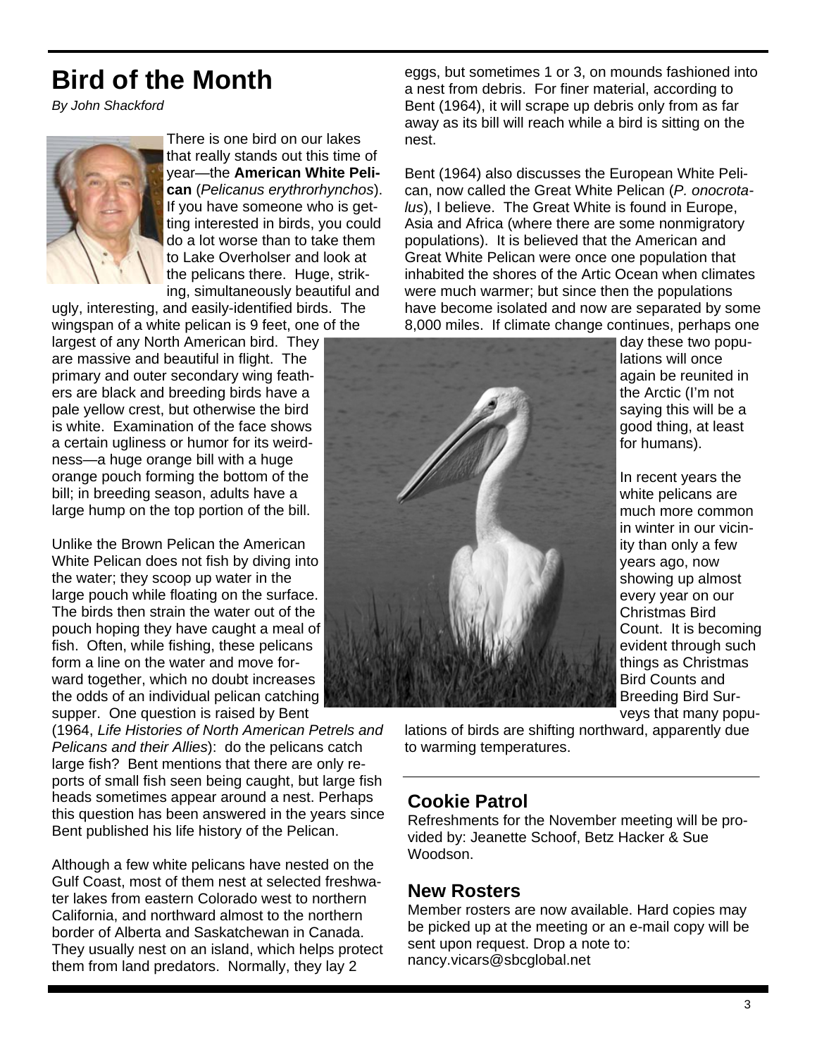# Bird of the Month

*By John Shackford*

There is one bird on our lakes that really stands out this time of year—the **American White Pelican** (*Pelicanus erythrorhynchos*). If you have someone who is getting interested in birds, you could do a lot worse than to take them to Lake Overholser and look at the pelicans there. Huge, striking, simultaneously beautiful and ugly, interesting, and easily-identified birds. The wingspan of a white pelican is 9 feet, one of the largest of any North American bird. They are massive and beautiful in flight. The primary and outer secondary wing feathers are black and breeding birds have a pale yellow crest, but otherwise the bird is white. Examination of the face shows a certain ugliness or humor for its weirdness—a huge orange bill with a huge orange pouch forming the bottom of the bill; in breeding season, adults have a large hump on the top portion of the bill.

Unlike the Brown Pelican the American White Pelican does not fish by diving into the water; they scoop up water in the large pouch while floating on the surface. The birds then strain the water out of the pouch hoping they have caught a meal of fish. Often, while fishing, these pelicans form a line on the water and move forward together, which no doubt increases the odds of an individual pelican catching supper. One question is raised by Bent (1964, *Life Histories of North American Petrels and Pelicans and their Allies*): do the pelicans catch large fish? Bent mentions that there are only reports of small fish seen being caught, but large fish heads sometimes appear around a nest. Perhaps this question has been answered in the years since Bent published his life history of the Pelican.

Although a few white pelicans have nested on the Gulf Coast, most of them nest at selected freshwater lakes from eastern Colorado west to northern California, and northward almost to the northern border of Alberta and Saskatchewan in Canada. They usually nest on an island, which helps protect them from land predators. Normally, they lay 2 eggs, but sometimes 1 or 3, on mounds fashioned into a nest from debris. For finer material, according to Bent (1964), it will scrape up debris only from as far away as its bill will reach while a bird is sitting on the nest.

Bent (1964) also discusses the European White Pelican, now called the Great White Pelican (*P. onocrotalus*), I believe. The Great White is found in Europe, Asia and Africa (where there are some nonmigratory populations). It is believed that the American and Great White Pelican were once one population that inhabited the shores of the Artic Ocean when climates were much warmer; but since then the populations have become isolated and now are separated by some 8,000 miles. If climate change continues, perhaps one day these two populations will once again be reunited in the Arctic (I'm not saying this will be a good thing, at least for humans).

In recent years the white pelicans are much more common in winter in our vicinity than only a few years ago, now showing up almost every year on our Christmas Bird Count. It is becoming evident through such things as Christmas Bird Counts and Breeding Bird Surveys that many populations of birds are shifting northward, apparently due to warming temperatures.

## Cookie Patrol

Refreshments for the November meeting will be provided by: Jeanette Schoof, Betz Hacker & Sue Woodson.

## New Rosters

Member rosters are now available. Hard copies may be picked up at the meeting or an e-mail copy will be sent upon request. Drop a note to: nancy.vicars@sbcglobal.net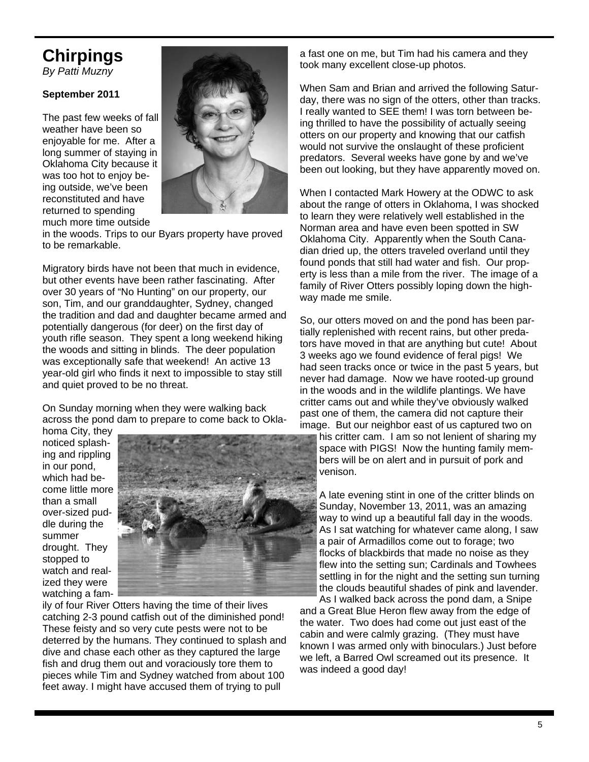# Chirpings

*By Patti Muzny*

**September 2011**

The past few weeks of fall weather have been so enjoyable for me. After a long summer of staying in Oklahoma City because it was too hot to enjoy being outside, we've been reconstituted and have returned to spending much more time outside in the woods. Trips to our Byars property have proved to be remarkable.

Migratory birds have not been that much in evidence, but other events have been rather fascinating. After over 30 years of "No Hunting" on our property, our son, Tim, and our granddaughter, Sydney, changed the tradition and dad and daughter became armed and potentially dangerous (for deer) on the first day of youth rifle season. They spent a long weekend hiking the woods and sitting in blinds. The deer population was exceptionally safe that weekend! An active 13 year-old girl who finds it next to impossible to stay still and quiet proved to be no threat.

On Sunday morning when they were walking back across the pond dam to prepare to come back to Oklahoma City, they noticed splashing and rippling in our pond, which had become little more than a small over-sized puddle during the summer drought. They stopped to watch and realized they were watching a family of four River Otters having the time of their lives catching 2-3 pound catfish out of the diminished pond! These feisty and so very cute pests were not to be deterred by the humans. They continued to splash and dive and chase each other as they captured the large fish and drug them out and voraciously tore them to pieces while Tim and Sydney watched from about 100 feet away. I might have accused them of trying to pull a fast one on me, but Tim had his camera and they took many excellent close-up photos.

When Sam and Brian and arrived the following Saturday, there was no sign of the otters, other than tracks. I really wanted to SEE them! I was torn between being thrilled to have the possibility of actually seeing otters on our property and knowing that our catfish would not survive the onslaught of these proficient predators. Several weeks have gone by and we've been out looking, but they have apparently moved on.

When I contacted Mark Howery at the ODWC to ask about the range of otters in Oklahoma, I was shocked to learn they were relatively well established in the Norman area and have even been spotted in SW Oklahoma City. Apparently when the South Canadian dried up, the otters traveled overland until they found ponds that still had water and fish. Our property is less than a mile from the river. The image of a family of River Otters possibly loping down the highway made me smile.

So, our otters moved on and the pond has been partially replenished with recent rains, but other predators have moved in that are anything but cute! About 3 weeks ago we found evidence of feral pigs! We had seen tracks once or twice in the past 5 years, but never had damage. Now we have rooted-up ground in the woods and in the wildlife plantings. We have critter cams out and while they've obviously walked past one of them, the camera did not capture their image. But our neighbor east of us captured two on his critter cam. I am so not lenient of sharing my space with PIGS! Now the hunting family members will be on alert and in pursuit of pork and venison.

A late evening stint in one of the critter blinds on Sunday, November 13, 2011, was an amazing way to wind up a beautiful fall day in the woods. As I sat watching for whatever came along, I saw a pair of Armadillos come out to forage; two flocks of blackbirds that made no noise as they flew into the setting sun; Cardinals and Towhees settling in for the night and the setting sun turning the clouds beautiful shades of pink and lavender. As I walked back across the pond dam, a Snipe and a Great Blue Heron flew away from the edge of the water. Two does had come out just east of the cabin and were calmly grazing. (They must have known I was armed only with binoculars.) Just before we left, a Barred Owl screamed out its presence. It was indeed a good day!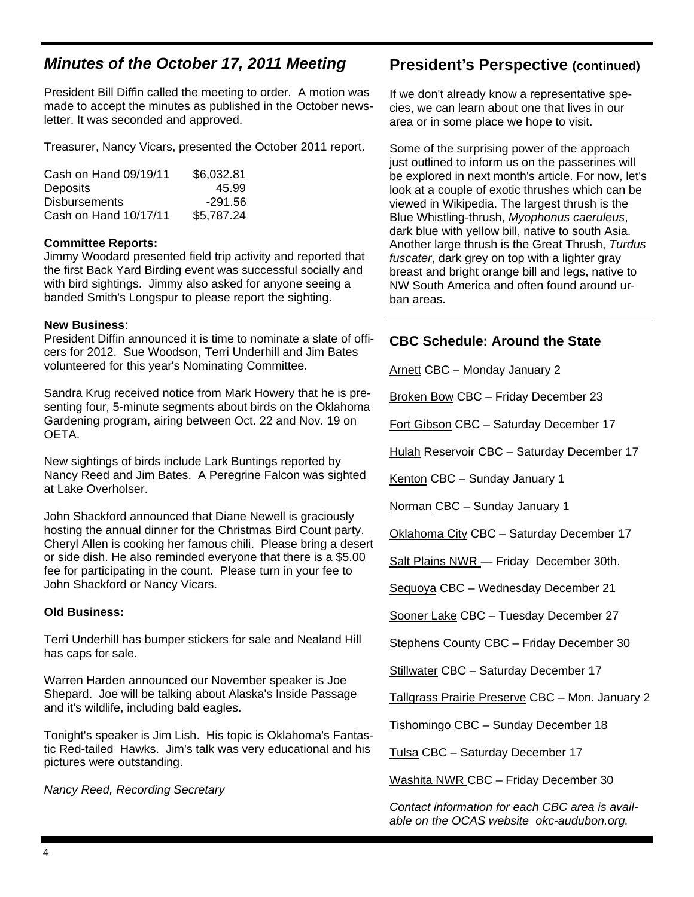## *Minutes of the October 17, 2011 Meeting*

President Bill Diffin called the meeting to order. A motion was made to accept the minutes as published in the October newsletter. It was seconded and approved.

Treasurer, Nancy Vicars, presented the October 2011 report.

| | |
|---|---|
| Cash on Hand 09/19/11 | \$6,032.81 |
| Deposits | 45.99 |
| Disbursements | -291.56 |
| Cash on Hand 10/17/11 | \$5,787.24 |

**Committee Reports:**
Jimmy Woodard presented field trip activity and reported that the first Back Yard Birding event was successful socially and with bird sightings. Jimmy also asked for anyone seeing a banded Smith's Longspur to please report the sighting.

**New Business**:
President Diffin announced it is time to nominate a slate of officers for 2012. Sue Woodson, Terri Underhill and Jim Bates volunteered for this year's Nominating Committee.

Sandra Krug received notice from Mark Howery that he is presenting four, 5-minute segments about birds on the Oklahoma Gardening program, airing between Oct. 22 and Nov. 19 on OETA.

New sightings of birds include Lark Buntings reported by Nancy Reed and Jim Bates. A Peregrine Falcon was sighted at Lake Overholser.

John Shackford announced that Diane Newell is graciously hosting the annual dinner for the Christmas Bird Count party. Cheryl Allen is cooking her famous chili. Please bring a desert or side dish. He also reminded everyone that there is a \$5.00 fee for participating in the count. Please turn in your fee to John Shackford or Nancy Vicars.

**Old Business:**

Terri Underhill has bumper stickers for sale and Nealand Hill has caps for sale.

Warren Harden announced our November speaker is Joe Shepard. Joe will be talking about Alaska's Inside Passage and it's wildlife, including bald eagles.

Tonight's speaker is Jim Lish. His topic is Oklahoma's Fantastic Red-tailed Hawks. Jim's talk was very educational and his pictures were outstanding.

*Nancy Reed, Recording Secretary*

## President's Perspective (continued)

If we don't already know a representative species, we can learn about one that lives in our area or in some place we hope to visit.

Some of the surprising power of the approach just outlined to inform us on the passerines will be explored in next month's article. For now, let's look at a couple of exotic thrushes which can be viewed in Wikipedia. The largest thrush is the Blue Whistling-thrush, *Myophonus caeruleus*, dark blue with yellow bill, native to south Asia. Another large thrush is the Great Thrush, *Turdus fuscater*, dark grey on top with a lighter gray breast and bright orange bill and legs, native to NW South America and often found around urban areas.

## CBC Schedule: Around the State

Arnett CBC – Monday January 2

Broken Bow CBC – Friday December 23

Fort Gibson CBC – Saturday December 17

Hulah Reservoir CBC – Saturday December 17

Kenton CBC – Sunday January 1

Norman CBC – Sunday January 1

Oklahoma City CBC – Saturday December 17

Salt Plains NWR — Friday December 30th.

Sequoya CBC – Wednesday December 21

Sooner Lake CBC – Tuesday December 27

Stephens County CBC – Friday December 30

Stillwater CBC – Saturday December 17

Tallgrass Prairie Preserve CBC – Mon. January 2

Tishomingo CBC – Sunday December 18

Tulsa CBC – Saturday December 17

Washita NWR CBC – Friday December 30

*Contact information for each CBC area is available on the OCAS website okc-audubon.org.*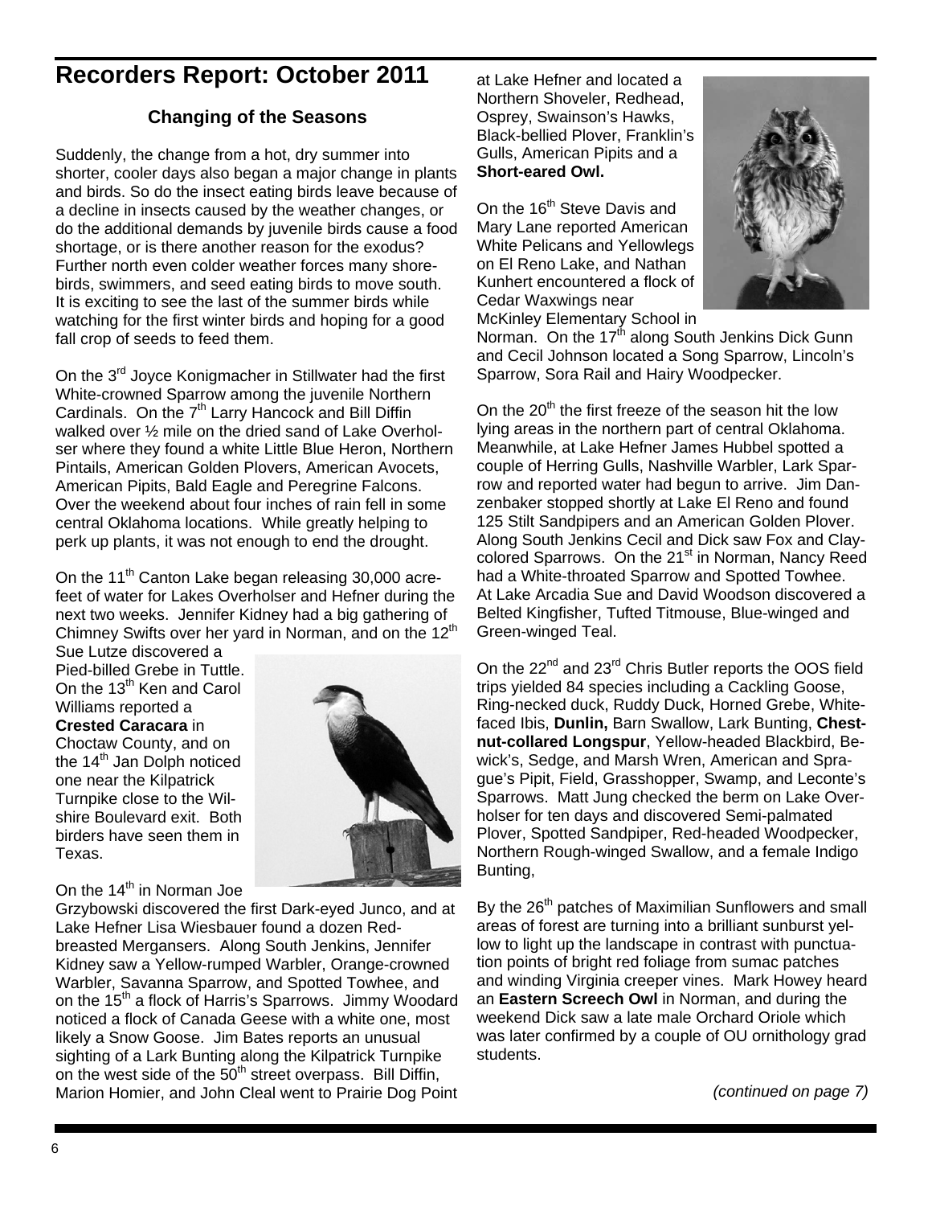# Recorders Report: October 2011

### Changing of the Seasons

Suddenly, the change from a hot, dry summer into shorter, cooler days also began a major change in plants and birds. So do the insect eating birds leave because of a decline in insects caused by the weather changes, or do the additional demands by juvenile birds cause a food shortage, or is there another reason for the exodus? Further north even colder weather forces many shorebirds, swimmers, and seed eating birds to move south. It is exciting to see the last of the summer birds while watching for the first winter birds and hoping for a good fall crop of seeds to feed them.

On the 3rd Joyce Konigmacher in Stillwater had the first White-crowned Sparrow among the juvenile Northern Cardinals. On the 7th Larry Hancock and Bill Diffin walked over ½ mile on the dried sand of Lake Overholser where they found a white Little Blue Heron, Northern Pintails, American Golden Plovers, American Avocets, American Pipits, Bald Eagle and Peregrine Falcons. Over the weekend about four inches of rain fell in some central Oklahoma locations. While greatly helping to perk up plants, it was not enough to end the drought.

On the 11th Canton Lake began releasing 30,000 acre-feet of water for Lakes Overholser and Hefner during the next two weeks. Jennifer Kidney had a big gathering of Chimney Swifts over her yard in Norman, and on the 12th Sue Lutze discovered a Pied-billed Grebe in Tuttle. On the 13th Ken and Carol Williams reported a **Crested Caracara** in Choctaw County, and on the 14th Jan Dolph noticed one near the Kilpatrick Turnpike close to the Wilshire Boulevard exit. Both birders have seen them in Texas.

On the 14th in Norman Joe Grzybowski discovered the first Dark-eyed Junco, and at Lake Hefner Lisa Wiesbauer found a dozen Red-breasted Mergansers. Along South Jenkins, Jennifer Kidney saw a Yellow-rumped Warbler, Orange-crowned Warbler, Savanna Sparrow, and Spotted Towhee, and on the 15th a flock of Harris's Sparrows. Jimmy Woodard noticed a flock of Canada Geese with a white one, most likely a Snow Goose. Jim Bates reports an unusual sighting of a Lark Bunting along the Kilpatrick Turnpike on the west side of the 50th street overpass. Bill Diffin, Marion Homier, and John Cleal went to Prairie Dog Point at Lake Hefner and located a Northern Shoveler, Redhead, Osprey, Swainson's Hawks, Black-bellied Plover, Franklin's Gulls, American Pipits and a **Short-eared Owl.**

On the 16th Steve Davis and Mary Lane reported American White Pelicans and Yellowlegs on El Reno Lake, and Nathan Kunhert encountered a flock of Cedar Waxwings near McKinley Elementary School in Norman. On the 17th along South Jenkins Dick Gunn and Cecil Johnson located a Song Sparrow, Lincoln's Sparrow, Sora Rail and Hairy Woodpecker.

On the 20th the first freeze of the season hit the low lying areas in the northern part of central Oklahoma. Meanwhile, at Lake Hefner James Hubbel spotted a couple of Herring Gulls, Nashville Warbler, Lark Sparrow and reported water had begun to arrive. Jim Danzenbaker stopped shortly at Lake El Reno and found 125 Stilt Sandpipers and an American Golden Plover. Along South Jenkins Cecil and Dick saw Fox and Clay-colored Sparrows. On the 21st in Norman, Nancy Reed had a White-throated Sparrow and Spotted Towhee. At Lake Arcadia Sue and David Woodson discovered a Belted Kingfisher, Tufted Titmouse, Blue-winged and Green-winged Teal.

On the 22nd and 23rd Chris Butler reports the OOS field trips yielded 84 species including a Cackling Goose, Ring-necked duck, Ruddy Duck, Horned Grebe, White-faced Ibis, **Dunlin,** Barn Swallow, Lark Bunting, **Chestnut-collared Longspur**, Yellow-headed Blackbird, Bewick's, Sedge, and Marsh Wren, American and Sprague's Pipit, Field, Grasshopper, Swamp, and Leconte's Sparrows. Matt Jung checked the berm on Lake Overholser for ten days and discovered Semi-palmated Plover, Spotted Sandpiper, Red-headed Woodpecker, Northern Rough-winged Swallow, and a female Indigo Bunting,

By the 26th patches of Maximilian Sunflowers and small areas of forest are turning into a brilliant sunburst yellow to light up the landscape in contrast with punctuation points of bright red foliage from sumac patches and winding Virginia creeper vines. Mark Howey heard an **Eastern Screech Owl** in Norman, and during the weekend Dick saw a late male Orchard Oriole which was later confirmed by a couple of OU ornithology grad students.

*(continued on page 7)*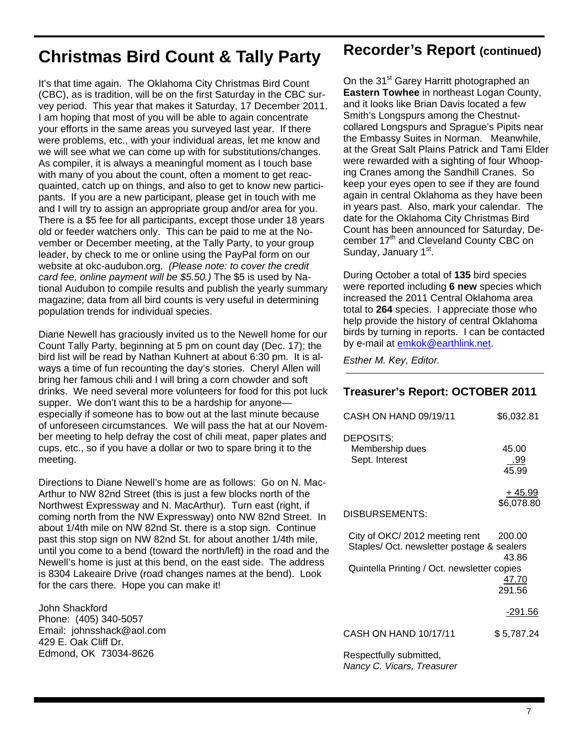# Christmas Bird Count & Tally Party

It's that time again. The Oklahoma City Christmas Bird Count (CBC), as is tradition, will be on the first Saturday in the CBC survey period. This year that makes it Saturday, 17 December 2011. I am hoping that most of you will be able to again concentrate your efforts in the same areas you surveyed last year. If there were problems, etc., with your individual areas, let me know and we will see what we can come up with for substitutions/changes. As compiler, it is always a meaningful moment as I touch base with many of you about the count, often a moment to get reacquainted, catch up on things, and also to get to know new participants. If you are a new participant, please get in touch with me and I will try to assign an appropriate group and/or area for you. There is a $5 fee for all participants, except those under 18 years old or feeder watchers only. This can be paid to me at the November or December meeting, at the Tally Party, to your group leader, by check to me or online using the PayPal form on our website at okc-audubon.org. *(Please note: to cover the credit card fee, online payment will be $5.50.)* The $5 is used by National Audubon to compile results and publish the yearly summary magazine; data from all bird counts is very useful in determining population trends for individual species.

Diane Newell has graciously invited us to the Newell home for our Count Tally Party, beginning at 5 pm on count day (Dec. 17); the bird list will be read by Nathan Kuhnert at about 6:30 pm. It is always a time of fun recounting the day's stories. Cheryl Allen will bring her famous chili and I will bring a corn chowder and soft drinks. We need several more volunteers for food for this pot luck supper. We don't want this to be a hardship for anyone—especially if someone has to bow out at the last minute because of unforeseen circumstances. We will pass the hat at our November meeting to help defray the cost of chili meat, paper plates and cups, etc., so if you have a dollar or two to spare bring it to the meeting.

Directions to Diane Newell's home are as follows: Go on N. MacArthur to NW 82nd Street (this is just a few blocks north of the Northwest Expressway and N. MacArthur). Turn east (right, if coming north from the NW Expressway) onto NW 82nd Street. In about 1/4th mile on NW 82nd St. there is a stop sign. Continue past this stop sign on NW 82nd St. for about another 1/4th mile, until you come to a bend (toward the north/left) in the road and the Newell's home is just at this bend, on the east side. The address is 8304 Lakeaire Drive (road changes names at the bend). Look for the cars there. Hope you can make it!

John Shackford
Phone: (405) 340-5057
Email: johnsshack@aol.com
429 E. Oak Cliff Dr.
Edmond, OK 73034-8626

# Recorder's Report (continued)

On the 31st Garey Harritt photographed an **Eastern Towhee** in northeast Logan County, and it looks like Brian Davis located a few Smith's Longspurs among the Chestnut-collared Longspurs and Sprague's Pipits near the Embassy Suites in Norman. Meanwhile, at the Great Salt Plains Patrick and Tami Elder were rewarded with a sighting of four Whooping Cranes among the Sandhill Cranes. So keep your eyes open to see if they are found again in central Oklahoma as they have been in years past. Also, mark your calendar. The date for the Oklahoma City Christmas Bird Count has been announced for Saturday, December 17th and Cleveland County CBC on Sunday, January 1st.

During October a total of **135** bird species were reported including **6 new** species which increased the 2011 Central Oklahoma area total to **264** species. I appreciate those who help provide the history of central Oklahoma birds by turning in reports. I can be contacted by e-mail at emkok@earthlink.net.

*Esther M. Key, Editor.*

## Treasurer's Report: OCTOBER 2011

| | | |
|---|---|---|
| CASH ON HAND 09/19/11 | | $6,032.81 |
| DEPOSITS: | | |
| Membership dues | 45.00 | |
| Sept. Interest | .99 | |
| | 45.99 | |
| | | + 45.99 |
| | | $6,078.80 |
| DISBURSEMENTS: | | |
| City of OKC/ 2012 meeting rent | 200.00 | |
| Staples/ Oct. newsletter postage & sealers | 43.86 | |
| Quintella Printing / Oct. newsletter copies | 47.70 | |
| | 291.56 | |
| | | -291.56 |
| CASH ON HAND 10/17/11 | | $ 5,787.24 |

Respectfully submitted,
*Nancy C. Vicars, Treasurer*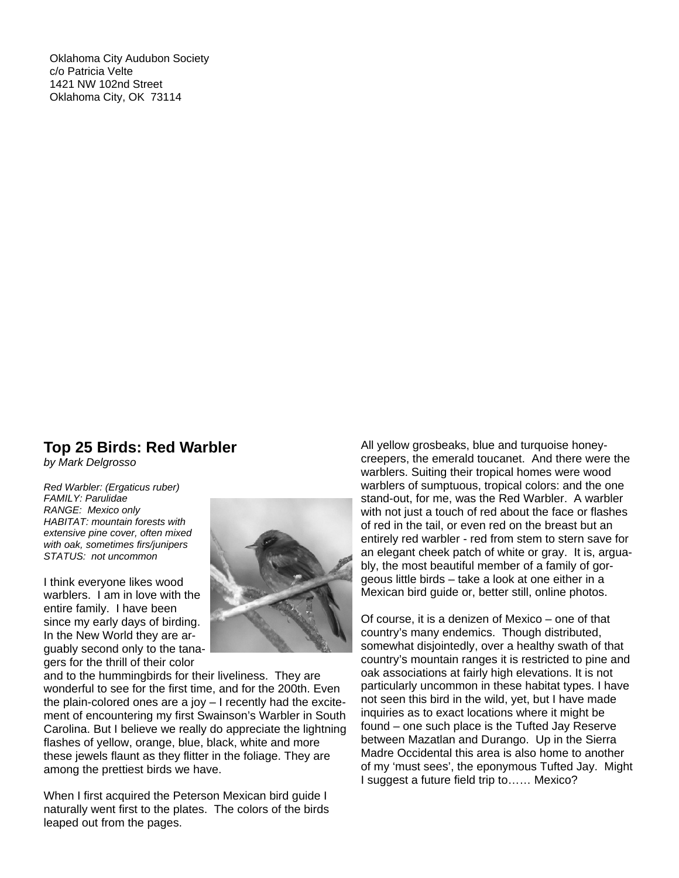Oklahoma City Audubon Society
c/o Patricia Velte
1421 NW 102nd Street
Oklahoma City, OK 73114

## Top 25 Birds: Red Warbler

*by Mark Delgrosso*

*Red Warbler: (Ergaticus ruber)*
*FAMILY: Parulidae*
*RANGE: Mexico only*
*HABITAT: mountain forests with extensive pine cover, often mixed with oak, sometimes firs/junipers*
*STATUS: not uncommon*

I think everyone likes wood warblers. I am in love with the entire family. I have been since my early days of birding. In the New World they are arguably second only to the tanagers for the thrill of their color and to the hummingbirds for their liveliness. They are wonderful to see for the first time, and for the 200th. Even the plain-colored ones are a joy – I recently had the excitement of encountering my first Swainson's Warbler in South Carolina. But I believe we really do appreciate the lightning flashes of yellow, orange, blue, black, white and more these jewels flaunt as they flitter in the foliage. They are among the prettiest birds we have.

When I first acquired the Peterson Mexican bird guide I naturally went first to the plates. The colors of the birds leaped out from the pages. All yellow grosbeaks, blue and turquoise honeycreepers, the emerald toucanet. And there were the warblers. Suiting their tropical homes were wood warblers of sumptuous, tropical colors: and the one stand-out, for me, was the Red Warbler. A warbler with not just a touch of red about the face or flashes of red in the tail, or even red on the breast but an entirely red warbler - red from stem to stern save for an elegant cheek patch of white or gray. It is, arguably, the most beautiful member of a family of gorgeous little birds – take a look at one either in a Mexican bird guide or, better still, online photos.

Of course, it is a denizen of Mexico – one of that country's many endemics. Though distributed, somewhat disjointedly, over a healthy swath of that country's mountain ranges it is restricted to pine and oak associations at fairly high elevations. It is not particularly uncommon in these habitat types. I have not seen this bird in the wild, yet, but I have made inquiries as to exact locations where it might be found – one such place is the Tufted Jay Reserve between Mazatlan and Durango. Up in the Sierra Madre Occidental this area is also home to another of my 'must sees', the eponymous Tufted Jay. Might I suggest a future field trip to…… Mexico?